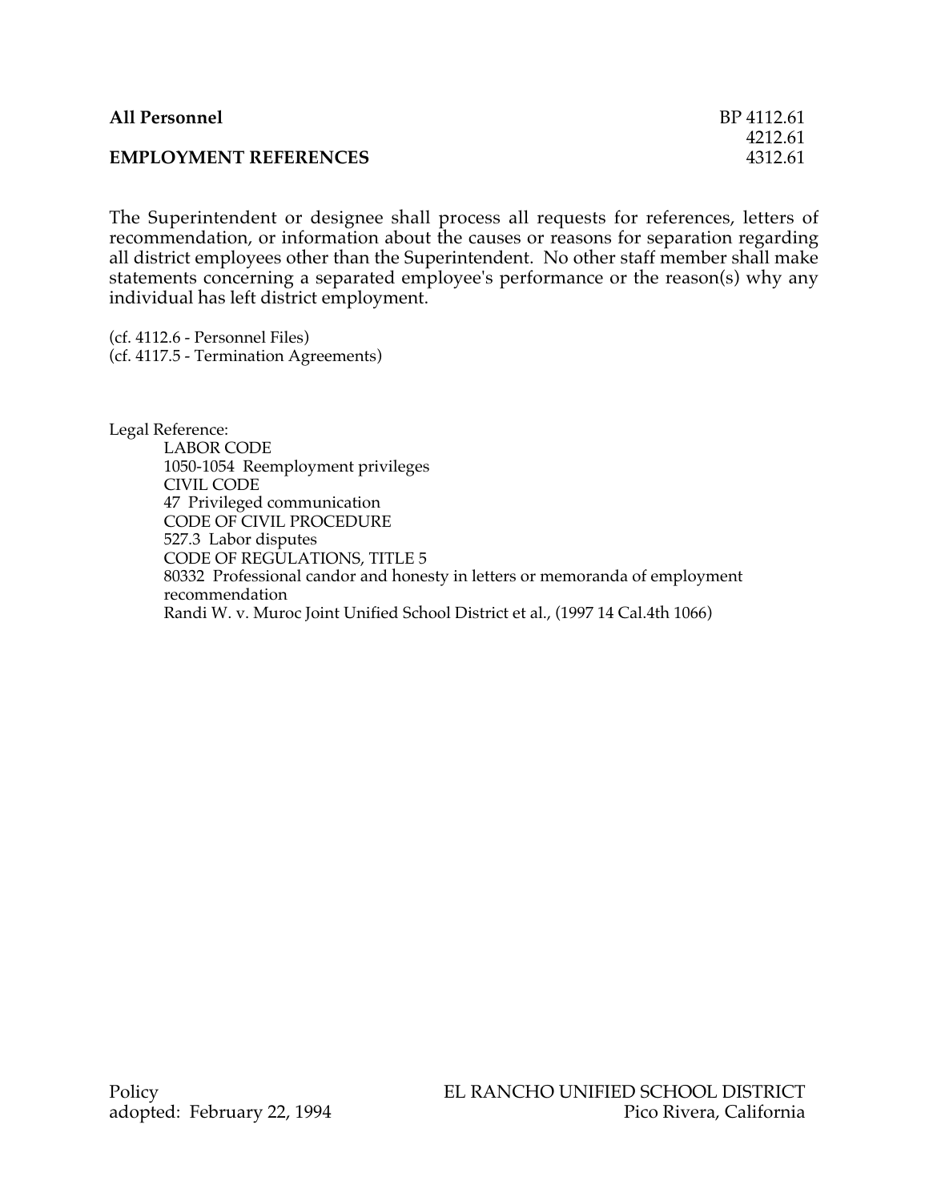**All Personnel** BP 4112.61
4212.61
**EMPLOYMENT REFERENCES** 4312.61

The Superintendent or designee shall process all requests for references, letters of recommendation, or information about the causes or reasons for separation regarding all district employees other than the Superintendent. No other staff member shall make statements concerning a separated employee's performance or the reason(s) why any individual has left district employment.

(cf. 4112.6 - Personnel Files)
(cf. 4117.5 - Termination Agreements)

Legal Reference:
LABOR CODE
1050-1054 Reemployment privileges
CIVIL CODE
47 Privileged communication
CODE OF CIVIL PROCEDURE
527.3 Labor disputes
CODE OF REGULATIONS, TITLE 5
80332 Professional candor and honesty in letters or memoranda of employment recommendation
Randi W. v. Muroc Joint Unified School District et al., (1997 14 Cal.4th 1066)

Policy
adopted: February 22, 1994

EL RANCHO UNIFIED SCHOOL DISTRICT
Pico Rivera, California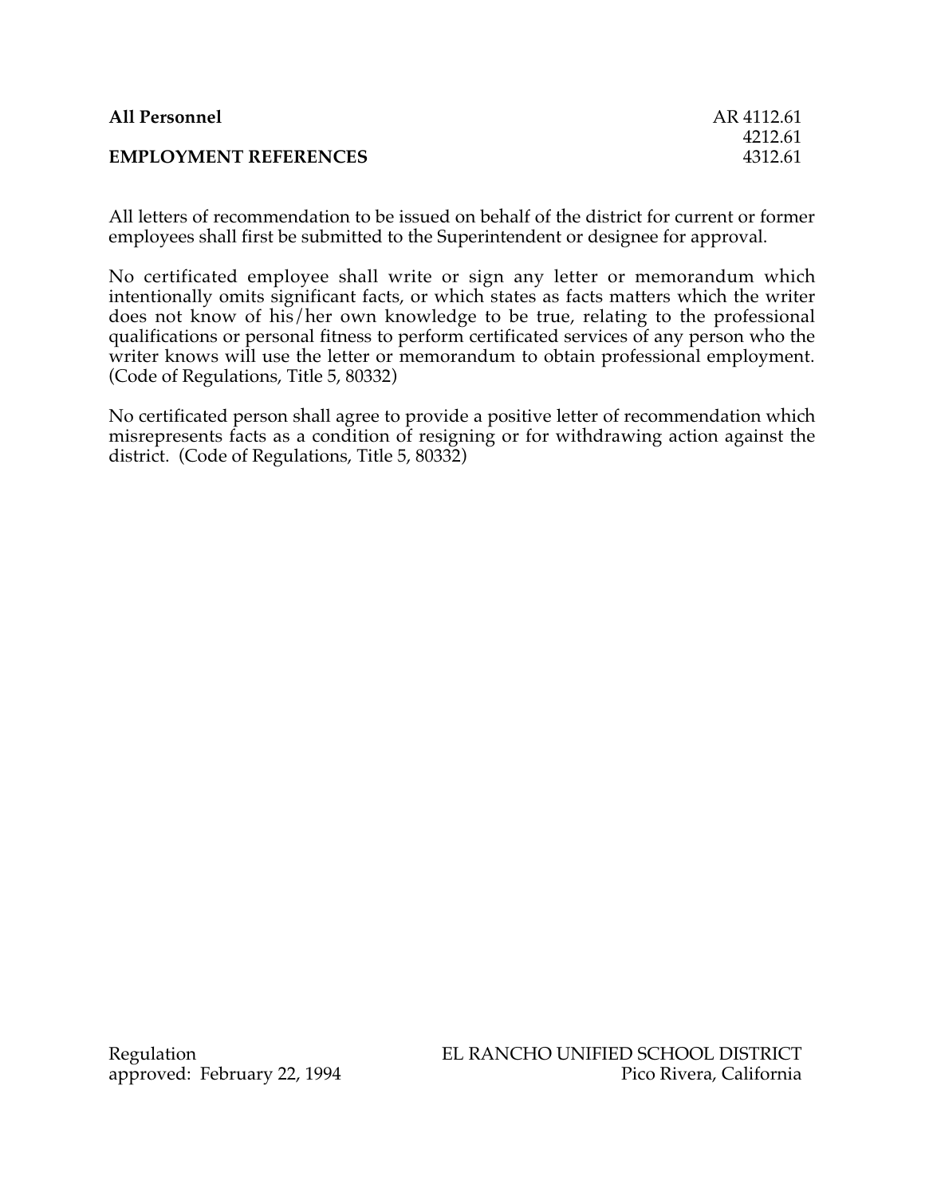**All Personnel** AR 4112.61
4212.61
**EMPLOYMENT REFERENCES** 4312.61

All letters of recommendation to be issued on behalf of the district for current or former employees shall first be submitted to the Superintendent or designee for approval.

No certificated employee shall write or sign any letter or memorandum which intentionally omits significant facts, or which states as facts matters which the writer does not know of his/her own knowledge to be true, relating to the professional qualifications or personal fitness to perform certificated services of any person who the writer knows will use the letter or memorandum to obtain professional employment. (Code of Regulations, Title 5, 80332)

No certificated person shall agree to provide a positive letter of recommendation which misrepresents facts as a condition of resigning or for withdrawing action against the district. (Code of Regulations, Title 5, 80332)

Regulation
approved: February 22, 1994

EL RANCHO UNIFIED SCHOOL DISTRICT
Pico Rivera, California